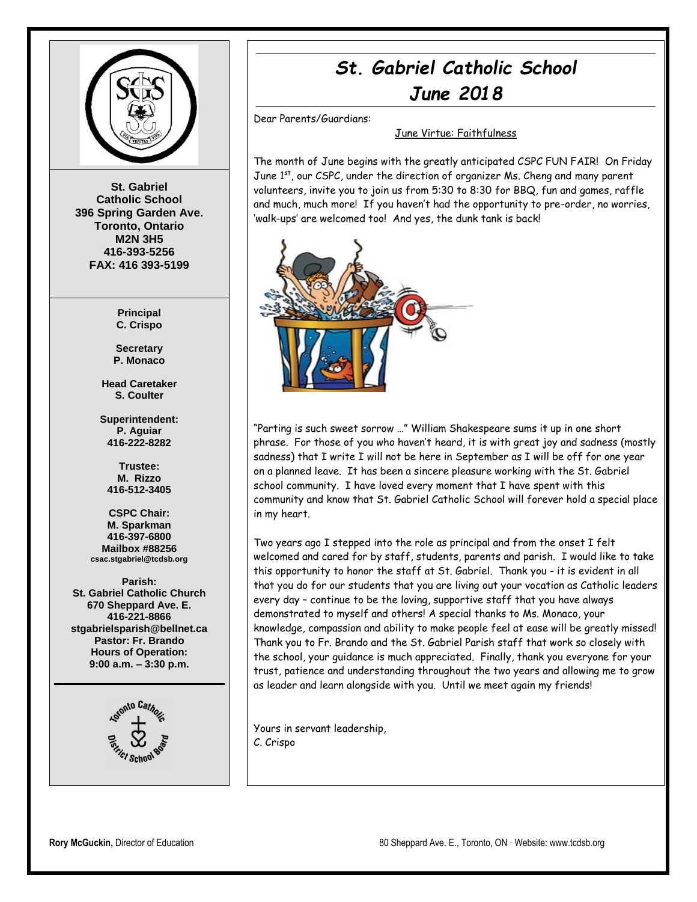St. Gabriel
Catholic School
396 Spring Garden Ave.
Toronto, Ontario
M2N 3H5
416-393-5256
FAX: 416 393-5199

**Principal**
C. Crispo

**Secretary**
P. Monaco

**Head Caretaker**
S. Coulter

**Superintendent:**
P. Aguiar
416-222-8282

**Trustee:**
M. Rizzo
416-512-3405

**CSPC Chair:**
M. Sparkman
416-397-6800
Mailbox #88256
csac.stgabriel@tcdsb.org

**Parish:**
St. Gabriel Catholic Church
670 Sheppard Ave. E.
416-221-8866
stgabrielsparish@bellnet.ca
Pastor: Fr. Brando
Hours of Operation:
9:00 a.m. – 3:30 p.m.

# St. Gabriel Catholic School
## June 2018

Dear Parents/Guardians:

June Virtue: Faithfulness

The month of June begins with the greatly anticipated CSPC FUN FAIR! On Friday June 1st, our CSPC, under the direction of organizer Ms. Cheng and many parent volunteers, invite you to join us from 5:30 to 8:30 for BBQ, fun and games, raffle and much, much more! If you haven't had the opportunity to pre-order, no worries, 'walk-ups' are welcomed too! And yes, the dunk tank is back!

"Parting is such sweet sorrow …" William Shakespeare sums it up in one short phrase. For those of you who haven't heard, it is with great joy and sadness (mostly sadness) that I write I will not be here in September as I will be off for one year on a planned leave. It has been a sincere pleasure working with the St. Gabriel school community. I have loved every moment that I have spent with this community and know that St. Gabriel Catholic School will forever hold a special place in my heart.

Two years ago I stepped into the role as principal and from the onset I felt welcomed and cared for by staff, students, parents and parish. I would like to take this opportunity to honor the staff at St. Gabriel. Thank you - it is evident in all that you do for our students that you are living out your vocation as Catholic leaders every day – continue to be the loving, supportive staff that you have always demonstrated to myself and others! A special thanks to Ms. Monaco, your knowledge, compassion and ability to make people feel at ease will be greatly missed! Thank you to Fr. Brando and the St. Gabriel Parish staff that work so closely with the school, your guidance is much appreciated. Finally, thank you everyone for your trust, patience and understanding throughout the two years and allowing me to grow as leader and learn alongside with you. Until we meet again my friends!

Yours in servant leadership,
C. Crispo

**Rory McGuckin,** Director of Education

80 Sheppard Ave. E., Toronto, ON · Website: www.tcdsb.org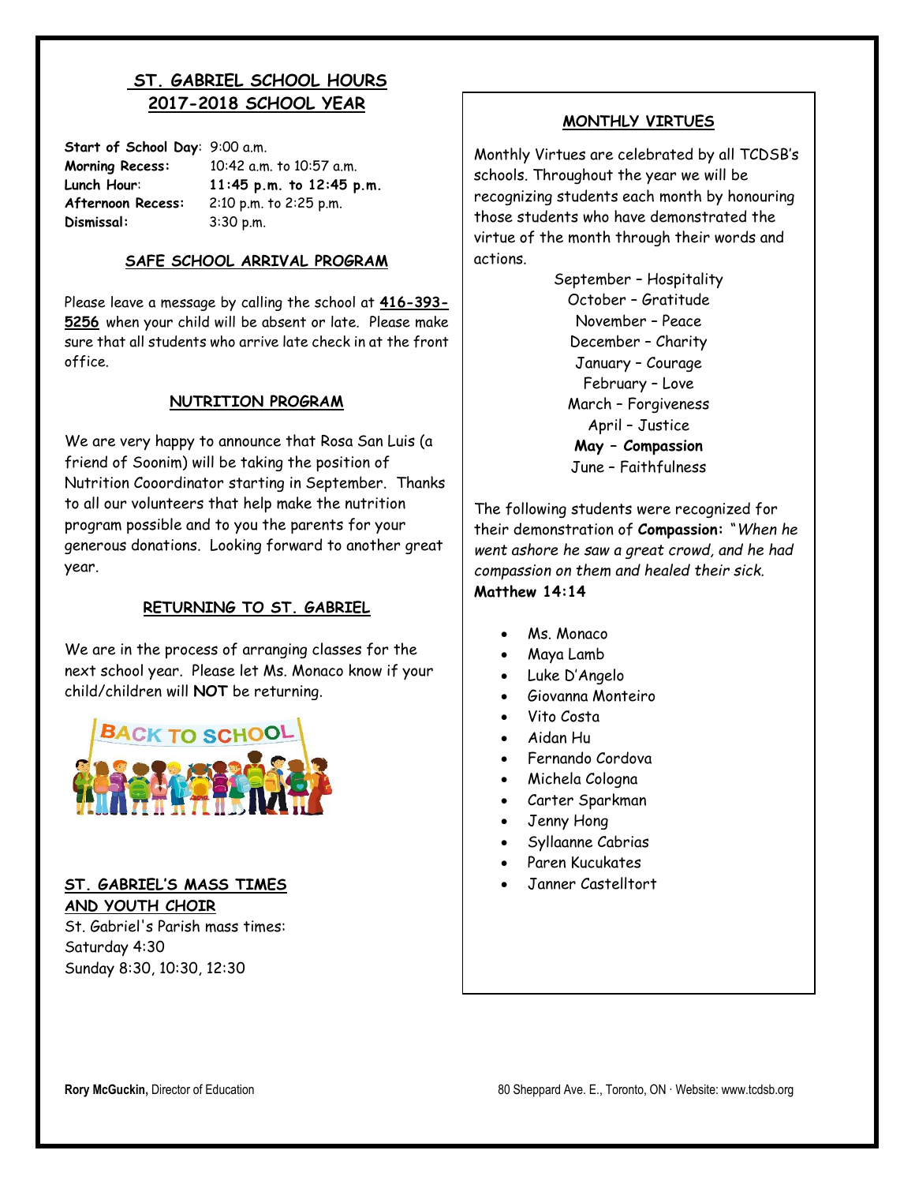## ST. GABRIEL SCHOOL HOURS
## 2017-2018 SCHOOL YEAR

**Start of School Day**: 9:00 a.m.
**Morning Recess:** 10:42 a.m. to 10:57 a.m.
**Lunch Hour**: **11:45 p.m. to 12:45 p.m.**
**Afternoon Recess:** 2:10 p.m. to 2:25 p.m.
**Dismissal:** 3:30 p.m.

### SAFE SCHOOL ARRIVAL PROGRAM

Please leave a message by calling the school at **416-393-5256** when your child will be absent or late. Please make sure that all students who arrive late check in at the front office.

### NUTRITION PROGRAM

We are very happy to announce that Rosa San Luis (a friend of Soonim) will be taking the position of Nutrition Cooordinator starting in September. Thanks to all our volunteers that help make the nutrition program possible and to you the parents for your generous donations. Looking forward to another great year.

### RETURNING TO ST. GABRIEL

We are in the process of arranging classes for the next school year. Please let Ms. Monaco know if your child/children will **NOT** be returning.

### ST. GABRIEL'S MASS TIMES AND YOUTH CHOIR

St. Gabriel's Parish mass times:
Saturday 4:30
Sunday 8:30, 10:30, 12:30

### MONTHLY VIRTUES

Monthly Virtues are celebrated by all TCDSB's schools. Throughout the year we will be recognizing students each month by honouring those students who have demonstrated the virtue of the month through their words and actions.

September – Hospitality
October – Gratitude
November – Peace
December – Charity
January – Courage
February – Love
March – Forgiveness
April – Justice
**May – Compassion**
June – Faithfulness

The following students were recognized for their demonstration of **Compassion:** "*When he went ashore he saw a great crowd, and he had compassion on them and healed their sick.*
**Matthew 14:14**

- Ms. Monaco
- Maya Lamb
- Luke D'Angelo
- Giovanna Monteiro
- Vito Costa
- Aidan Hu
- Fernando Cordova
- Michela Cologna
- Carter Sparkman
- Jenny Hong
- Syllaanne Cabrias
- Paren Kucukates
- Janner Castelltort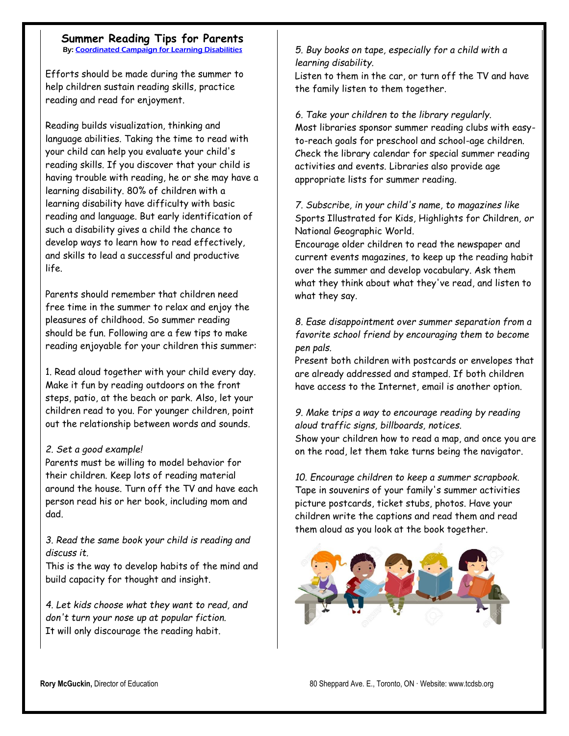# Summer Reading Tips for Parents

By: [Coordinated Campaign for Learning Disabilities]

Efforts should be made during the summer to help children sustain reading skills, practice reading and read for enjoyment.

Reading builds visualization, thinking and language abilities. Taking the time to read with your child can help you evaluate your child's reading skills. If you discover that your child is having trouble with reading, he or she may have a learning disability. 80% of children with a learning disability have difficulty with basic reading and language. But early identification of such a disability gives a child the chance to develop ways to learn how to read effectively, and skills to lead a successful and productive life.

Parents should remember that children need free time in the summer to relax and enjoy the pleasures of childhood. So summer reading should be fun. Following are a few tips to make reading enjoyable for your children this summer:

1. Read aloud together with your child every day. Make it fun by reading outdoors on the front steps, patio, at the beach or park. Also, let your children read to you. For younger children, point out the relationship between words and sounds.

2. *Set a good example!*
Parents must be willing to model behavior for their children. Keep lots of reading material around the house. Turn off the TV and have each person read his or her book, including mom and dad.

3. *Read the same book your child is reading and discuss it.*
This is the way to develop habits of the mind and build capacity for thought and insight.

4. *Let kids choose what they want to read, and don't turn your nose up at popular fiction.*
It will only discourage the reading habit.

5. *Buy books on tape, especially for a child with a learning disability.*
Listen to them in the car, or turn off the TV and have the family listen to them together.

6. *Take your children to the library regularly.*
Most libraries sponsor summer reading clubs with easy-to-reach goals for preschool and school-age children. Check the library calendar for special summer reading activities and events. Libraries also provide age appropriate lists for summer reading.

7. *Subscribe, in your child's name, to magazines like* Sports Illustrated for Kids, Highlights for Children, *or* National Geographic World.
Encourage older children to read the newspaper and current events magazines, to keep up the reading habit over the summer and develop vocabulary. Ask them what they think about what they've read, and listen to what they say.

8. *Ease disappointment over summer separation from a favorite school friend by encouraging them to become pen pals.*
Present both children with postcards or envelopes that are already addressed and stamped. If both children have access to the Internet, email is another option.

9. *Make trips a way to encourage reading by reading aloud traffic signs, billboards, notices.*
Show your children how to read a map, and once you are on the road, let them take turns being the navigator.

10. *Encourage children to keep a summer scrapbook.*
Tape in souvenirs of your family's summer activities picture postcards, ticket stubs, photos. Have your children write the captions and read them and read them aloud as you look at the book together.

**Rory McGuckin,** Director of Education

80 Sheppard Ave. E., Toronto, ON · Website: www.tcdsb.org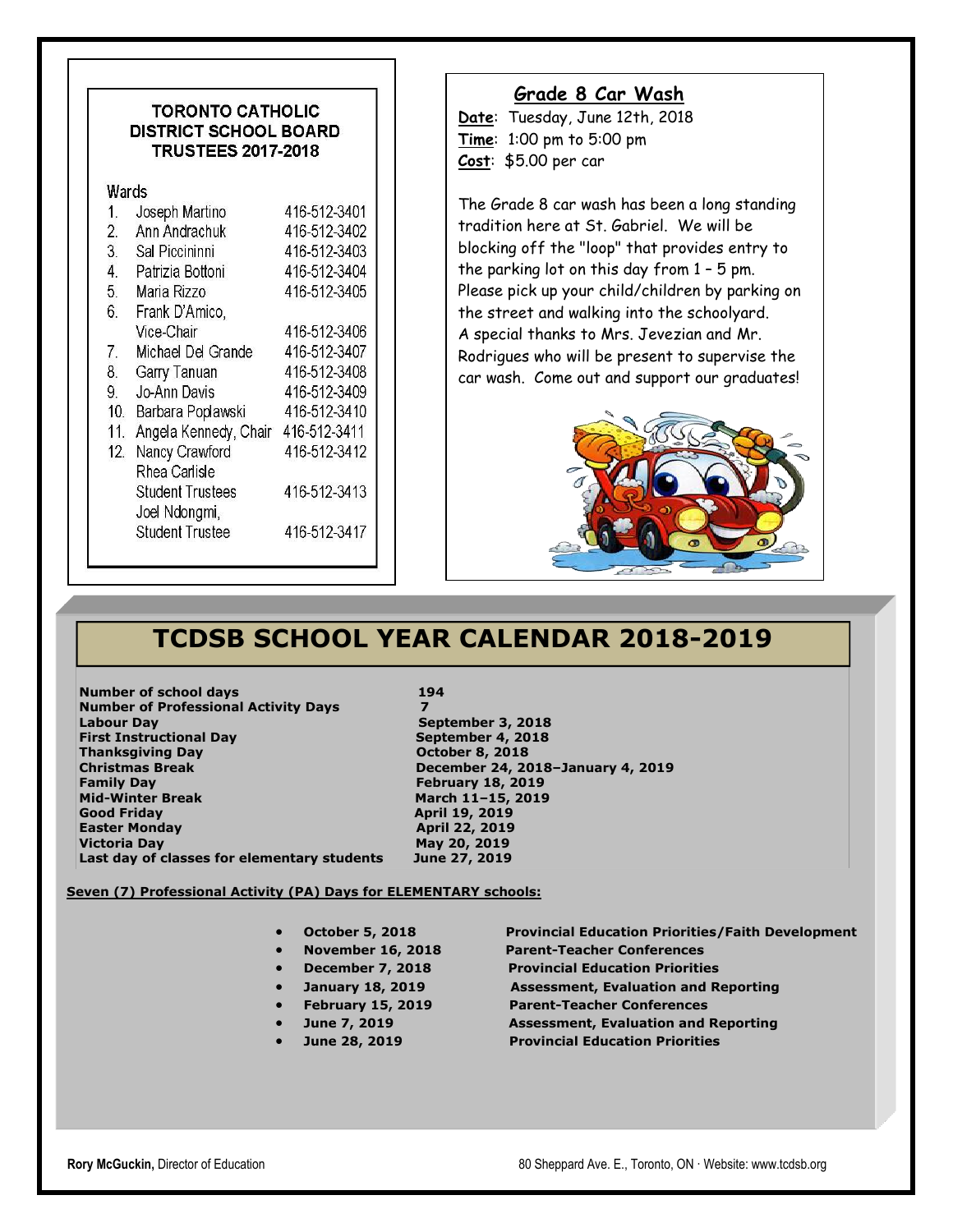## TORONTO CATHOLIC DISTRICT SCHOOL BOARD TRUSTEES 2017-2018

| Wards | | |
|---|---|---|
| 1. | Joseph Martino | 416-512-3401 |
| 2. | Ann Andrachuk | 416-512-3402 |
| 3. | Sal Piccininni | 416-512-3403 |
| 4. | Patrizia Bottoni | 416-512-3404 |
| 5. | Maria Rizzo | 416-512-3405 |
| 6. | Frank D'Amico, Vice-Chair | 416-512-3406 |
| 7. | Michael Del Grande | 416-512-3407 |
| 8. | Garry Tanuan | 416-512-3408 |
| 9. | Jo-Ann Davis | 416-512-3409 |
| 10. | Barbara Poplawski | 416-512-3410 |
| 11. | Angela Kennedy, Chair | 416-512-3411 |
| 12. | Nancy Crawford | 416-512-3412 |
| | Rhea Carlisle Student Trustees | 416-512-3413 |
| | Joel Ndongmi, Student Trustee | 416-512-3417 |

## Grade 8 Car Wash

**Date**: Tuesday, June 12th, 2018
**Time**: 1:00 pm to 5:00 pm
**Cost**: $5.00 per car

The Grade 8 car wash has been a long standing tradition here at St. Gabriel. We will be blocking off the "loop" that provides entry to the parking lot on this day from 1 – 5 pm. Please pick up your child/children by parking on the street and walking into the schoolyard. A special thanks to Mrs. Jevezian and Mr. Rodrigues who will be present to supervise the car wash. Come out and support our graduates!

# TCDSB SCHOOL YEAR CALENDAR 2018-2019

| | |
|---|---|
| **Number of school days** | **194** |
| **Number of Professional Activity Days** | **7** |
| **Labour Day** | **September 3, 2018** |
| **First Instructional Day** | **September 4, 2018** |
| **Thanksgiving Day** | **October 8, 2018** |
| **Christmas Break** | **December 24, 2018–January 4, 2019** |
| **Family Day** | **February 18, 2019** |
| **Mid-Winter Break** | **March 11–15, 2019** |
| **Good Friday** | **April 19, 2019** |
| **Easter Monday** | **April 22, 2019** |
| **Victoria Day** | **May 20, 2019** |
| **Last day of classes for elementary students** | **June 27, 2019** |

**Seven (7) Professional Activity (PA) Days for ELEMENTARY schools:**

- **October 5, 2018** — **Provincial Education Priorities/Faith Development**
- **November 16, 2018** — **Parent-Teacher Conferences**
- **December 7, 2018** — **Provincial Education Priorities**
- **January 18, 2019** — **Assessment, Evaluation and Reporting**
- **February 15, 2019** — **Parent-Teacher Conferences**
- **June 7, 2019** — **Assessment, Evaluation and Reporting**
- **June 28, 2019** — **Provincial Education Priorities**

**Rory McGuckin,** Director of Education

80 Sheppard Ave. E., Toronto, ON · Website: www.tcdsb.org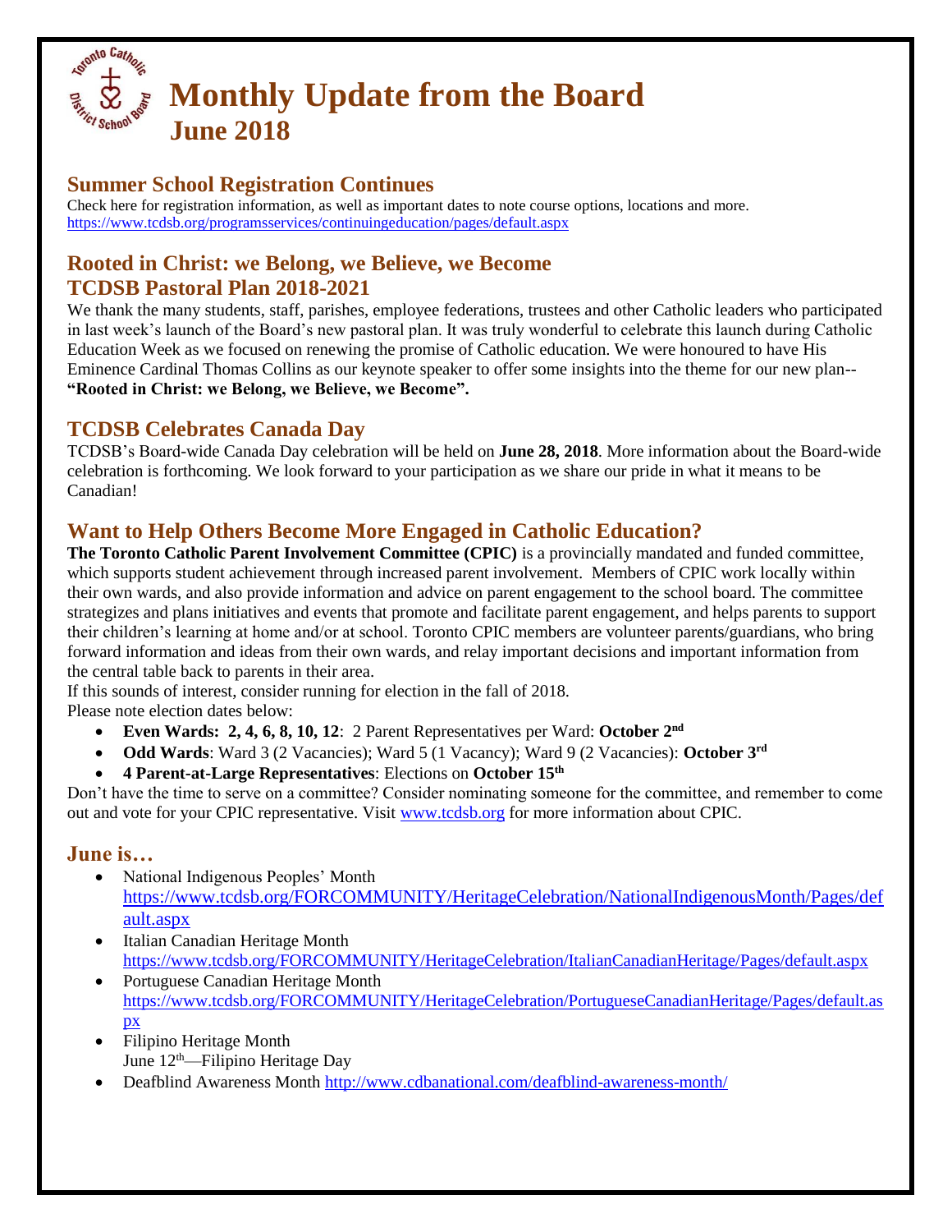# Monthly Update from the Board
## June 2018

### Summer School Registration Continues

Check here for registration information, as well as important dates to note course options, locations and more.
https://www.tcdsb.org/programsservices/continuingeducation/pages/default.aspx

### Rooted in Christ: we Belong, we Believe, we Become
### TCDSB Pastoral Plan 2018-2021

We thank the many students, staff, parishes, employee federations, trustees and other Catholic leaders who participated in last week's launch of the Board's new pastoral plan. It was truly wonderful to celebrate this launch during Catholic Education Week as we focused on renewing the promise of Catholic education. We were honoured to have His Eminence Cardinal Thomas Collins as our keynote speaker to offer some insights into the theme for our new plan-- **"Rooted in Christ: we Belong, we Believe, we Become".**

### TCDSB Celebrates Canada Day

TCDSB's Board-wide Canada Day celebration will be held on **June 28, 2018**. More information about the Board-wide celebration is forthcoming. We look forward to your participation as we share our pride in what it means to be Canadian!

### Want to Help Others Become More Engaged in Catholic Education?

**The Toronto Catholic Parent Involvement Committee (CPIC)** is a provincially mandated and funded committee, which supports student achievement through increased parent involvement. Members of CPIC work locally within their own wards, and also provide information and advice on parent engagement to the school board. The committee strategizes and plans initiatives and events that promote and facilitate parent engagement, and helps parents to support their children's learning at home and/or at school. Toronto CPIC members are volunteer parents/guardians, who bring forward information and ideas from their own wards, and relay important decisions and important information from the central table back to parents in their area.

If this sounds of interest, consider running for election in the fall of 2018.
Please note election dates below:

- **Even Wards: 2, 4, 6, 8, 10, 12**: 2 Parent Representatives per Ward: **October 2nd**
- **Odd Wards**: Ward 3 (2 Vacancies); Ward 5 (1 Vacancy); Ward 9 (2 Vacancies): **October 3rd**
- **4 Parent-at-Large Representatives**: Elections on **October 15th**

Don't have the time to serve on a committee? Consider nominating someone for the committee, and remember to come out and vote for your CPIC representative. Visit www.tcdsb.org for more information about CPIC.

### June is…

- National Indigenous Peoples' Month https://www.tcdsb.org/FORCOMMUNITY/HeritageCelebration/NationalIndigenousMonth/Pages/default.aspx
- Italian Canadian Heritage Month https://www.tcdsb.org/FORCOMMUNITY/HeritageCelebration/ItalianCanadianHeritage/Pages/default.aspx
- Portuguese Canadian Heritage Month https://www.tcdsb.org/FORCOMMUNITY/HeritageCelebration/PortugueseCanadianHeritage/Pages/default.aspx
- Filipino Heritage Month
  June 12th—Filipino Heritage Day
- Deafblind Awareness Month http://www.cdbanational.com/deafblind-awareness-month/